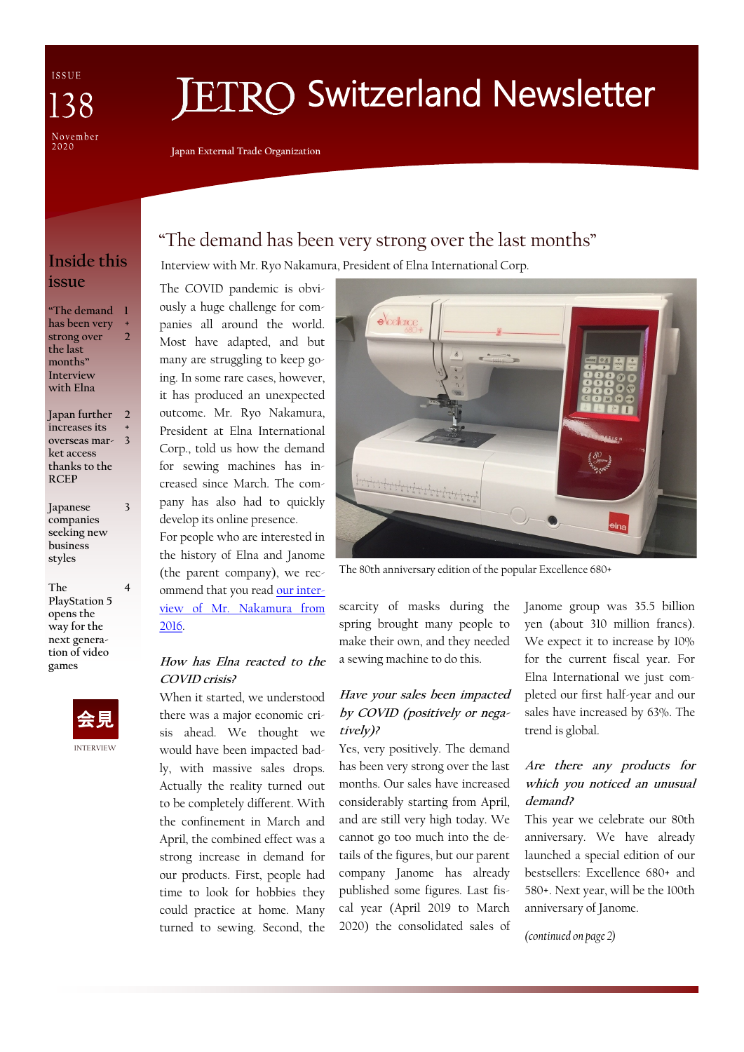# JETRO Switzerland Newsletter

ISSUE 138
November 2020

Japan External Trade Organization

## Inside this issue

- "The demand has been very strong over the last months" Interview with Elna — 1 + 2
- Japan further increases its overseas market access thanks to the RCEP — 2 + 3
- Japanese companies seeking new business styles — 3
- The PlayStation 5 opens the way for the next generation of video games — 4

会見

INTERVIEW

## "The demand has been very strong over the last months"

Interview with Mr. Ryo Nakamura, President of Elna International Corp.

The COVID pandemic is obviously a huge challenge for companies all around the world. Most have adapted, and but many are struggling to keep going. In some rare cases, however, it has produced an unexpected outcome. Mr. Ryo Nakamura, President at Elna International Corp., told us how the demand for sewing machines has increased since March. The company has also had to quickly develop its online presence.

For people who are interested in the history of Elna and Janome (the parent company), we recommend that you read our interview of Mr. Nakamura from 2016.

The 80th anniversary edition of the popular Excellence 680+

***How has Elna reacted to the COVID crisis?***

When it started, we understood there was a major economic crisis ahead. We thought we would have been impacted badly, with massive sales drops. Actually the reality turned out to be completely different. With the confinement in March and April, the combined effect was a strong increase in demand for our products. First, people had time to look for hobbies they could practice at home. Many turned to sewing. Second, the scarcity of masks during the spring brought many people to make their own, and they needed a sewing machine to do this.

***Have your sales been impacted by COVID (positively or negatively)?***

Yes, very positively. The demand has been very strong over the last months. Our sales have increased considerably starting from April, and are still very high today. We cannot go too much into the details of the figures, but our parent company Janome has already published some figures. Last fiscal year (April 2019 to March 2020) the consolidated sales of Janome group was 35.5 billion yen (about 310 million francs). We expect it to increase by 10% for the current fiscal year. For Elna International we just completed our first half-year and our sales have increased by 63%. The trend is global.

***Are there any products for which you noticed an unusual demand?***

This year we celebrate our 80th anniversary. We have already launched a special edition of our bestsellers: Excellence 680+ and 580+. Next year, will be the 100th anniversary of Janome.

*(continued on page 2)*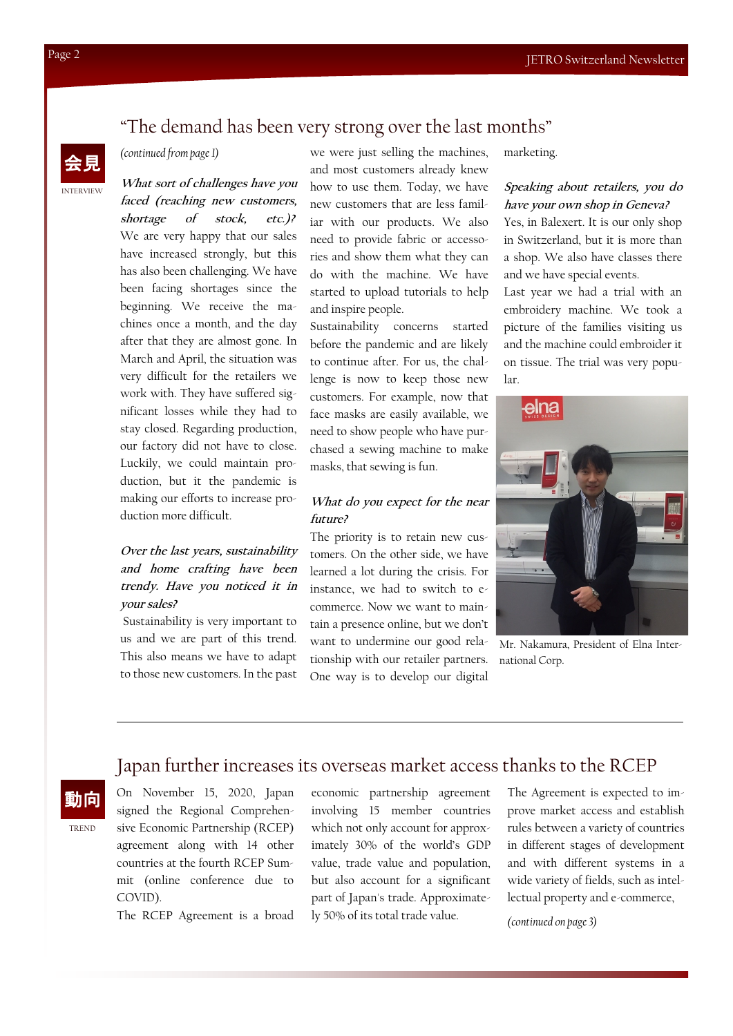## "The demand has been very strong over the last months"

会見

INTERVIEW

*(continued from page 1)*

***What sort of challenges have you faced (reaching new customers, shortage of stock, etc.)?***

We are very happy that our sales have increased strongly, but this has also been challenging. We have been facing shortages since the beginning. We receive the machines once a month, and the day after that they are almost gone. In March and April, the situation was very difficult for the retailers we work with. They have suffered significant losses while they had to stay closed. Regarding production, our factory did not have to close. Luckily, we could maintain production, but it the pandemic is making our efforts to increase production more difficult.

***Over the last years, sustainability and home crafting have been trendy. Have you noticed it in your sales?***

Sustainability is very important to us and we are part of this trend. This also means we have to adapt to those new customers. In the past we were just selling the machines, and most customers already knew how to use them. Today, we have new customers that are less familiar with our products. We also need to provide fabric or accessories and show them what they can do with the machine. We have started to upload tutorials to help and inspire people.

Sustainability concerns started before the pandemic and are likely to continue after. For us, the challenge is now to keep those new customers. For example, now that face masks are easily available, we need to show people who have purchased a sewing machine to make masks, that sewing is fun.

***What do you expect for the near future?***

The priority is to retain new customers. On the other side, we have learned a lot during the crisis. For instance, we had to switch to e-commerce. Now we want to maintain a presence online, but we don't want to undermine our good relationship with our retailer partners. One way is to develop our digital marketing.

***Speaking about retailers, you do have your own shop in Geneva?***

Yes, in Balexert. It is our only shop in Switzerland, but it is more than a shop. We also have classes there and we have special events.

Last year we had a trial with an embroidery machine. We took a picture of the families visiting us and the machine could embroider it on tissue. The trial was very popular.

Mr. Nakamura, President of Elna International Corp.

---

## Japan further increases its overseas market access thanks to the RCEP

動向

TREND

On November 15, 2020, Japan signed the Regional Comprehensive Economic Partnership (RCEP) agreement along with 14 other countries at the fourth RCEP Summit (online conference due to COVID).

The RCEP Agreement is a broad economic partnership agreement involving 15 member countries which not only account for approximately 30% of the world's GDP value, trade value and population, but also account for a significant part of Japan's trade. Approximately 50% of its total trade value.

The Agreement is expected to improve market access and establish rules between a variety of countries in different stages of development and with different systems in a wide variety of fields, such as intellectual property and e-commerce,

*(continued on page 3)*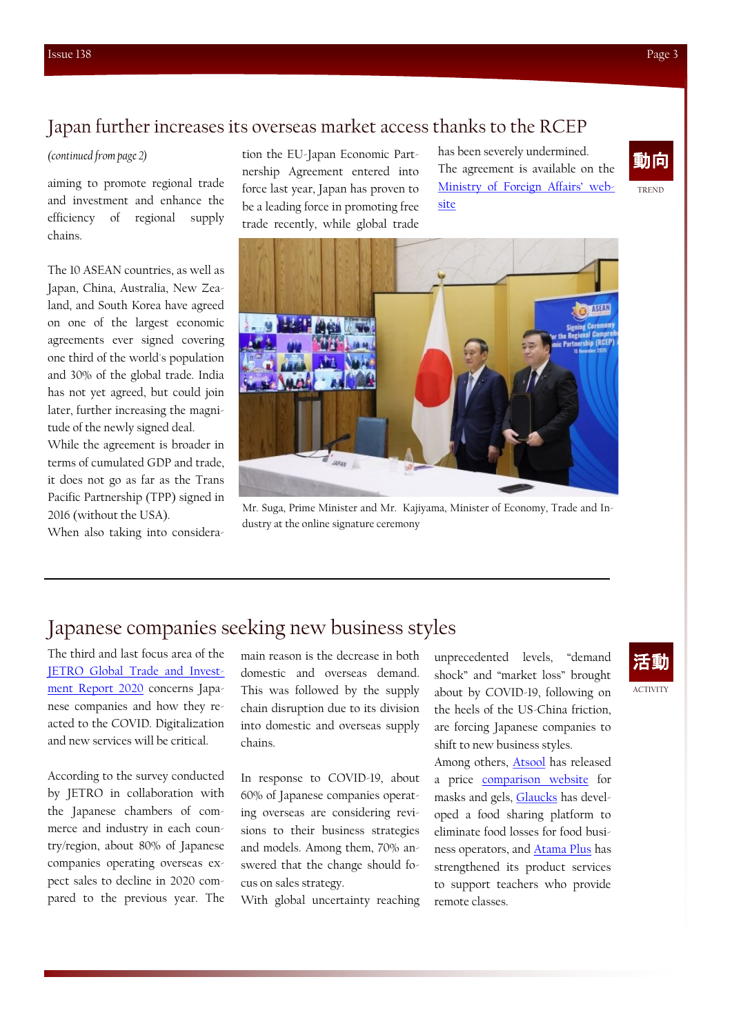# Japan further increases its overseas market access thanks to the RCEP

*(continued from page 2)*

aiming to promote regional trade and investment and enhance the efficiency of regional supply chains.

The 10 ASEAN countries, as well as Japan, China, Australia, New Zealand, and South Korea have agreed on one of the largest economic agreements ever signed covering one third of the world's population and 30% of the global trade. India has not yet agreed, but could join later, further increasing the magnitude of the newly signed deal.

While the agreement is broader in terms of cumulated GDP and trade, it does not go as far as the Trans Pacific Partnership (TPP) signed in 2016 (without the USA).

When also taking into consideration the EU-Japan Economic Partnership Agreement entered into force last year, Japan has proven to be a leading force in promoting free trade recently, while global trade has been severely undermined.

The agreement is available on the [Ministry of Foreign Affairs' website](#)

動向

TREND

Mr. Suga, Prime Minister and Mr. Kajiyama, Minister of Economy, Trade and Industry at the online signature ceremony

# Japanese companies seeking new business styles

活動

ACTIVITY

The third and last focus area of the [JETRO Global Trade and Investment Report 2020](#) concerns Japanese companies and how they reacted to the COVID. Digitalization and new services will be critical.

According to the survey conducted by JETRO in collaboration with the Japanese chambers of commerce and industry in each country/region, about 80% of Japanese companies operating overseas expect sales to decline in 2020 compared to the previous year. The main reason is the decrease in both domestic and overseas demand. This was followed by the supply chain disruption due to its division into domestic and overseas supply chains.

In response to COVID-19, about 60% of Japanese companies operating overseas are considering revisions to their business strategies and models. Among them, 70% answered that the change should focus on sales strategy.

With global uncertainty reaching unprecedented levels, "demand shock" and "market loss" brought about by COVID-19, following on the heels of the US-China friction, are forcing Japanese companies to shift to new business styles.

Among others, [Atsool](#) has released a price [comparison website](#) for masks and gels, [Glaucks](#) has developed a food sharing platform to eliminate food losses for food business operators, and [Atama Plus](#) has strengthened its product services to support teachers who provide remote classes.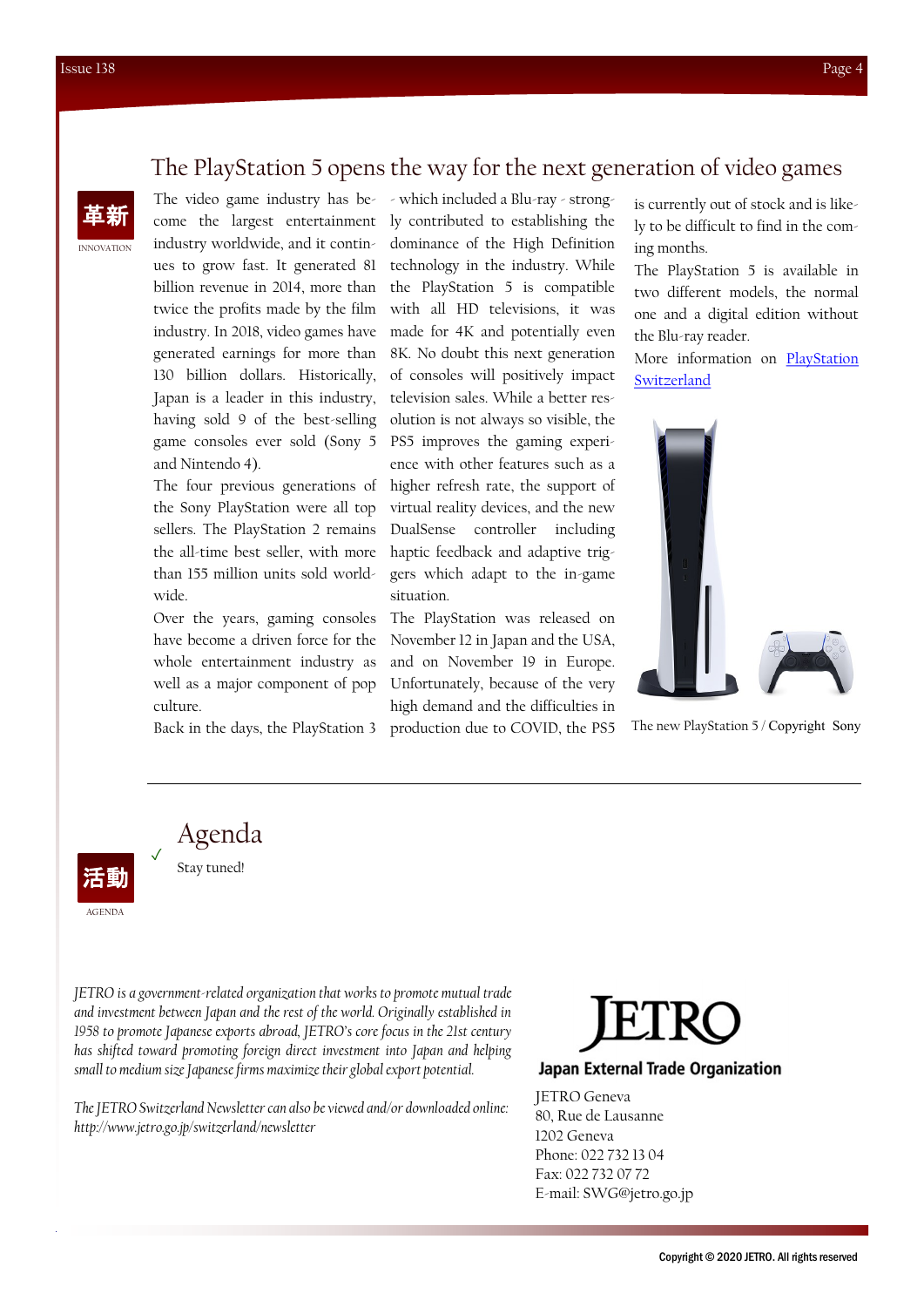## The PlayStation 5 opens the way for the next generation of video games

革新

INNOVATION

The video game industry has become the largest entertainment industry worldwide, and it continues to grow fast. It generated 81 billion revenue in 2014, more than twice the profits made by the film industry. In 2018, video games have generated earnings for more than 130 billion dollars. Historically, Japan is a leader in this industry, having sold 9 of the best-selling game consoles ever sold (Sony 5 and Nintendo 4).

The four previous generations of the Sony PlayStation were all top sellers. The PlayStation 2 remains the all-time best seller, with more than 155 million units sold worldwide.

Over the years, gaming consoles have become a driven force for the whole entertainment industry as well as a major component of pop culture.

Back in the days, the PlayStation 3 - which included a Blu-ray - strongly contributed to establishing the dominance of the High Definition technology in the industry. While the PlayStation 5 is compatible with all HD televisions, it was made for 4K and potentially even 8K. No doubt this next generation of consoles will positively impact television sales. While a better resolution is not always so visible, the PS5 improves the gaming experience with other features such as a higher refresh rate, the support of virtual reality devices, and the new DualSense controller including haptic feedback and adaptive triggers which adapt to the in-game situation.

The PlayStation was released on November 12 in Japan and the USA, and on November 19 in Europe. Unfortunately, because of the very high demand and the difficulties in production due to COVID, the PS5 is currently out of stock and is likely to be difficult to find in the coming months.

The PlayStation 5 is available in two different models, the normal one and a digital edition without the Blu-ray reader.

More information on [PlayStation Switzerland]

The new PlayStation 5 / Copyright Sony

## Agenda

活動

AGENDA

✓ Stay tuned!

*JETRO is a government-related organization that works to promote mutual trade and investment between Japan and the rest of the world. Originally established in 1958 to promote Japanese exports abroad, JETRO's core focus in the 21st century has shifted toward promoting foreign direct investment into Japan and helping small to medium size Japanese firms maximize their global export potential.*

*The JETRO Switzerland Newsletter can also be viewed and/or downloaded online: http://www.jetro.go.jp/switzerland/newsletter*

JETRO
Japan External Trade Organization

JETRO Geneva
80, Rue de Lausanne
1202 Geneva
Phone: 022 732 13 04
Fax: 022 732 07 72
E-mail: SWG@jetro.go.jp

Copyright © 2020 JETRO. All rights reserved